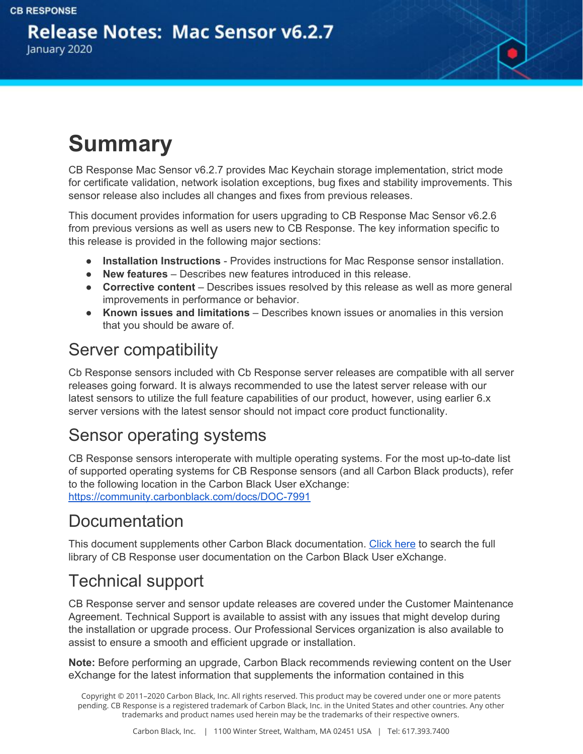CB RESPONSE

# Release Notes: Mac Sensor v6.2.7

January 2020

# Summary

CB Response Mac Sensor v6.2.7 provides Mac Keychain storage implementation, strict mode for certificate validation, network isolation exceptions, bug fixes and stability improvements. This sensor release also includes all changes and fixes from previous releases.

This document provides information for users upgrading to CB Response Mac Sensor v6.2.6 from previous versions as well as users new to CB Response. The key information specific to this release is provided in the following major sections:

- **Installation Instructions** - Provides instructions for Mac Response sensor installation.
- **New features** – Describes new features introduced in this release.
- **Corrective content** – Describes issues resolved by this release as well as more general improvements in performance or behavior.
- **Known issues and limitations** – Describes known issues or anomalies in this version that you should be aware of.

## Server compatibility

Cb Response sensors included with Cb Response server releases are compatible with all server releases going forward. It is always recommended to use the latest server release with our latest sensors to utilize the full feature capabilities of our product, however, using earlier 6.x server versions with the latest sensor should not impact core product functionality.

## Sensor operating systems

CB Response sensors interoperate with multiple operating systems. For the most up-to-date list of supported operating systems for CB Response sensors (and all Carbon Black products), refer to the following location in the Carbon Black User eXchange:
https://community.carbonblack.com/docs/DOC-7991

## Documentation

This document supplements other Carbon Black documentation. Click here to search the full library of CB Response user documentation on the Carbon Black User eXchange.

## Technical support

CB Response server and sensor update releases are covered under the Customer Maintenance Agreement. Technical Support is available to assist with any issues that might develop during the installation or upgrade process. Our Professional Services organization is also available to assist to ensure a smooth and efficient upgrade or installation.

**Note:** Before performing an upgrade, Carbon Black recommends reviewing content on the User eXchange for the latest information that supplements the information contained in this

Copyright © 2011–2020 Carbon Black, Inc. All rights reserved. This product may be covered under one or more patents pending. CB Response is a registered trademark of Carbon Black, Inc. in the United States and other countries. Any other trademarks and product names used herein may be the trademarks of their respective owners.

Carbon Black, Inc. | 1100 Winter Street, Waltham, MA 02451 USA | Tel: 617.393.7400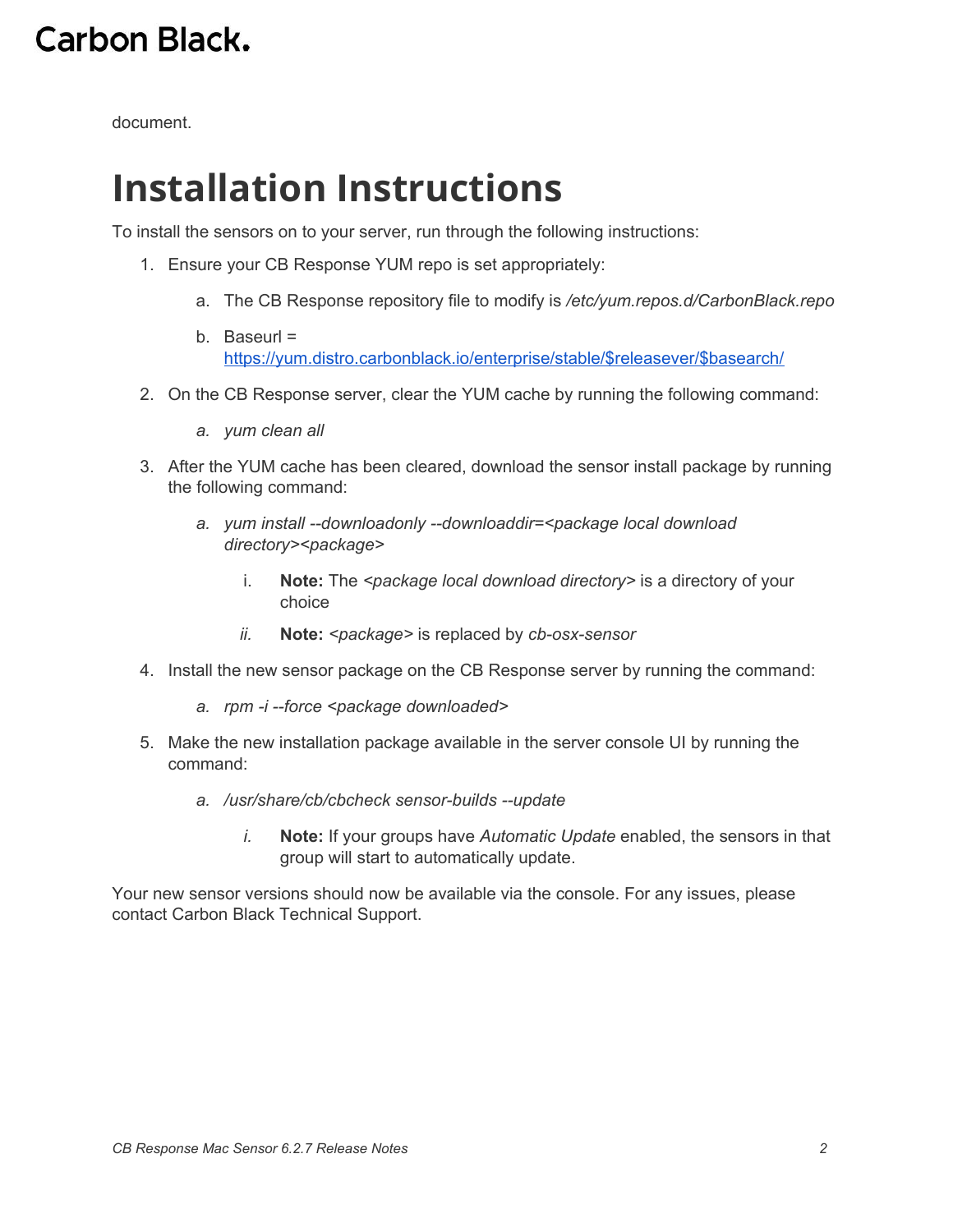document.

# Installation Instructions

To install the sensors on to your server, run through the following instructions:

1. Ensure your CB Response YUM repo is set appropriately:
    a. The CB Response repository file to modify is */etc/yum.repos.d/CarbonBlack.repo*
    b. Baseurl = [https://yum.distro.carbonblack.io/enterprise/stable/$releasever/$basearch/](https://yum.distro.carbonblack.io/enterprise/stable/$releasever/$basearch/)
2. On the CB Response server, clear the YUM cache by running the following command:
    a. *yum clean all*
3. After the YUM cache has been cleared, download the sensor install package by running the following command:
    a. *yum install --downloadonly --downloaddir=<package local download directory><package>*
        i. **Note:** The *<package local download directory>* is a directory of your choice
        ii. **Note:** *<package>* is replaced by *cb-osx-sensor*
4. Install the new sensor package on the CB Response server by running the command:
    a. *rpm -i --force <package downloaded>*
5. Make the new installation package available in the server console UI by running the command:
    a. */usr/share/cb/cbcheck sensor-builds --update*
        i. **Note:** If your groups have *Automatic Update* enabled, the sensors in that group will start to automatically update.

Your new sensor versions should now be available via the console. For any issues, please contact Carbon Black Technical Support.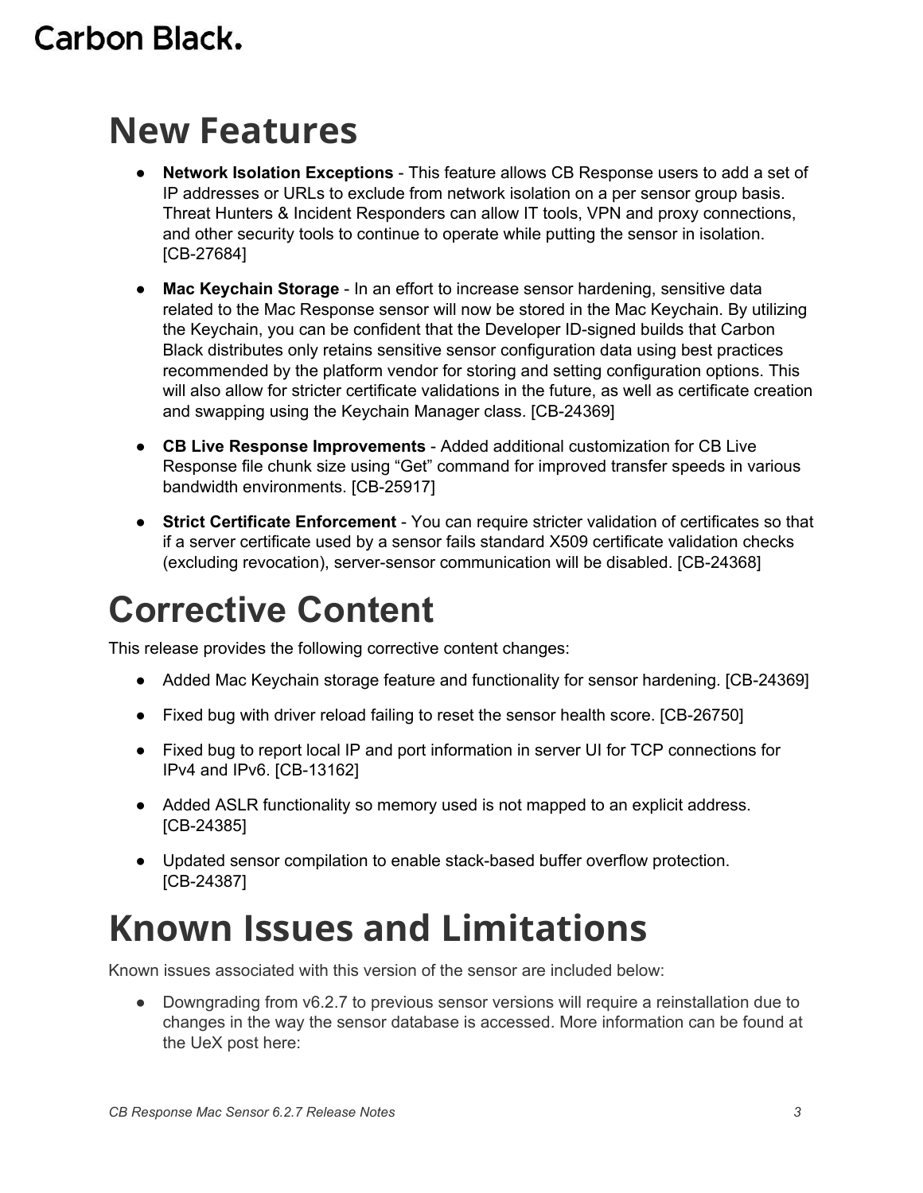# New Features

- **Network Isolation Exceptions** - This feature allows CB Response users to add a set of IP addresses or URLs to exclude from network isolation on a per sensor group basis. Threat Hunters & Incident Responders can allow IT tools, VPN and proxy connections, and other security tools to continue to operate while putting the sensor in isolation. [CB-27684]
- **Mac Keychain Storage** - In an effort to increase sensor hardening, sensitive data related to the Mac Response sensor will now be stored in the Mac Keychain. By utilizing the Keychain, you can be confident that the Developer ID-signed builds that Carbon Black distributes only retains sensitive sensor configuration data using best practices recommended by the platform vendor for storing and setting configuration options. This will also allow for stricter certificate validations in the future, as well as certificate creation and swapping using the Keychain Manager class. [CB-24369]
- **CB Live Response Improvements** - Added additional customization for CB Live Response file chunk size using “Get” command for improved transfer speeds in various bandwidth environments. [CB-25917]
- **Strict Certificate Enforcement** - You can require stricter validation of certificates so that if a server certificate used by a sensor fails standard X509 certificate validation checks (excluding revocation), server-sensor communication will be disabled. [CB-24368]

# Corrective Content

This release provides the following corrective content changes:

- Added Mac Keychain storage feature and functionality for sensor hardening. [CB-24369]
- Fixed bug with driver reload failing to reset the sensor health score. [CB-26750]
- Fixed bug to report local IP and port information in server UI for TCP connections for IPv4 and IPv6. [CB-13162]
- Added ASLR functionality so memory used is not mapped to an explicit address. [CB-24385]
- Updated sensor compilation to enable stack-based buffer overflow protection. [CB-24387]

# Known Issues and Limitations

Known issues associated with this version of the sensor are included below:

- Downgrading from v6.2.7 to previous sensor versions will require a reinstallation due to changes in the way the sensor database is accessed. More information can be found at the UeX post here: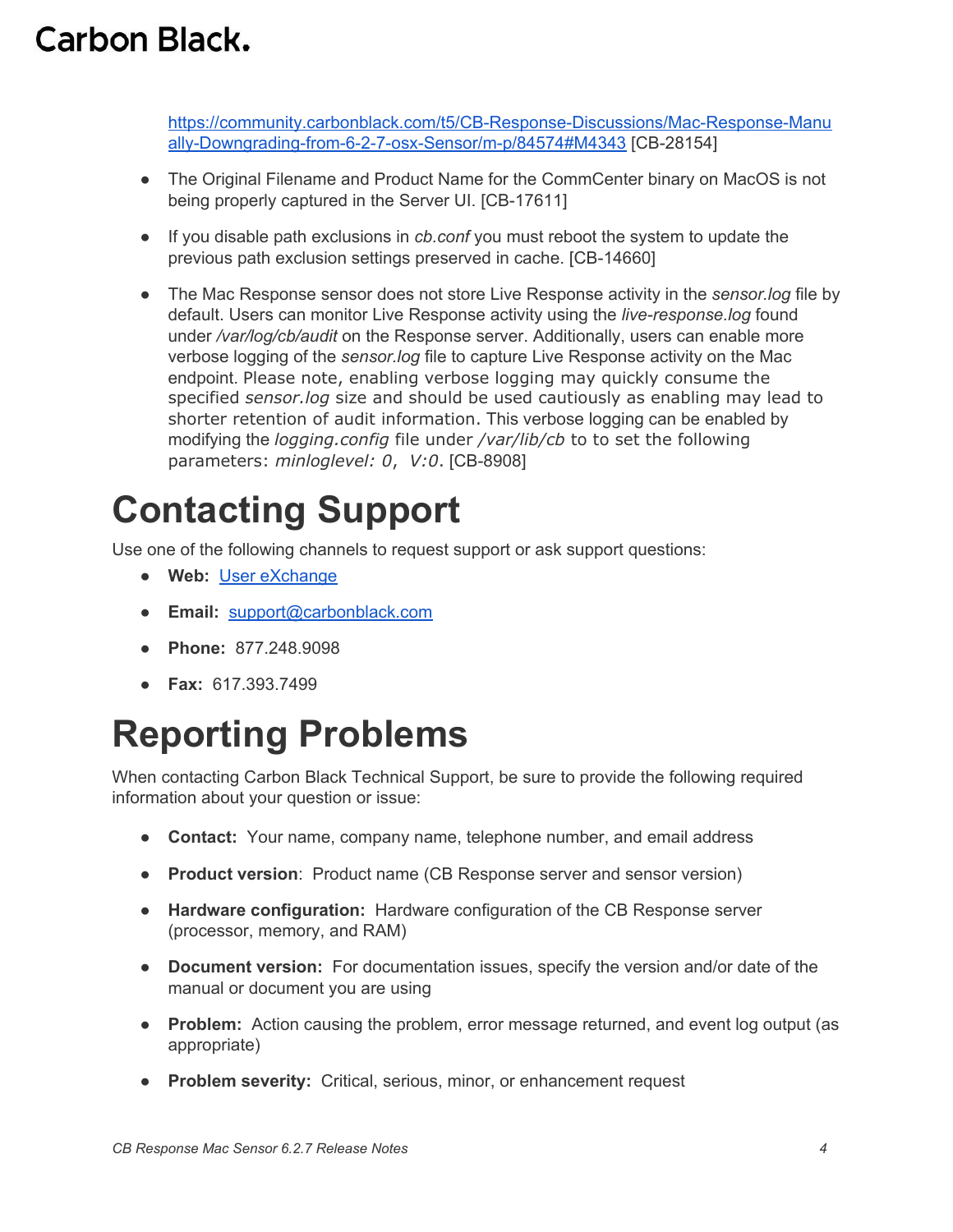https://community.carbonblack.com/t5/CB-Response-Discussions/Mac-Response-Manually-Downgrading-from-6-2-7-osx-Sensor/m-p/84574#M4343 [CB-28154]

- The Original Filename and Product Name for the CommCenter binary on MacOS is not being properly captured in the Server UI. [CB-17611]
- If you disable path exclusions in *cb.conf* you must reboot the system to update the previous path exclusion settings preserved in cache. [CB-14660]
- The Mac Response sensor does not store Live Response activity in the *sensor.log* file by default. Users can monitor Live Response activity using the *live-response.log* found under */var/log/cb/audit* on the Response server. Additionally, users can enable more verbose logging of the *sensor.log* file to capture Live Response activity on the Mac endpoint. Please note, enabling verbose logging may quickly consume the specified *sensor.log* size and should be used cautiously as enabling may lead to shorter retention of audit information. This verbose logging can be enabled by modifying the *logging.config* file under */var/lib/cb* to to set the following parameters: *minloglevel: 0*, *V:0*. [CB-8908]

# Contacting Support

Use one of the following channels to request support or ask support questions:

- **Web:** User eXchange
- **Email:** support@carbonblack.com
- **Phone:** 877.248.9098
- **Fax:** 617.393.7499

# Reporting Problems

When contacting Carbon Black Technical Support, be sure to provide the following required information about your question or issue:

- **Contact:** Your name, company name, telephone number, and email address
- **Product version**: Product name (CB Response server and sensor version)
- **Hardware configuration:** Hardware configuration of the CB Response server (processor, memory, and RAM)
- **Document version:** For documentation issues, specify the version and/or date of the manual or document you are using
- **Problem:** Action causing the problem, error message returned, and event log output (as appropriate)
- **Problem severity:** Critical, serious, minor, or enhancement request